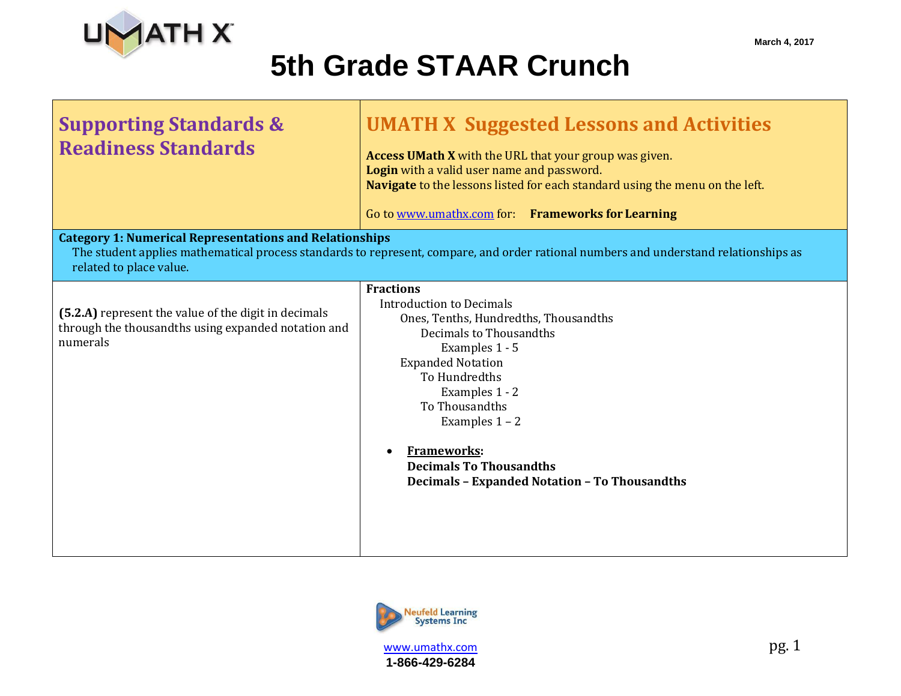March 4, 2017

# 5th Grade STAAR Crunch

| **Supporting Standards & Readiness Standards** | **UMATH X Suggested Lessons and Activities**<br><br>**Access UMath X** with the URL that your group was given.<br>**Login** with a valid user name and password.<br>**Navigate** to the lessons listed for each standard using the menu on the left.<br><br>Go to www.umathx.com for: **Frameworks for Learning** |
|---|---|
| **Category 1: Numerical Representations and Relationships**<br>The student applies mathematical process standards to represent, compare, and order rational numbers and understand relationships as related to place value. | |
| **(5.2.A)** represent the value of the digit in decimals through the thousandths using expanded notation and numerals | **Fractions**<br>Introduction to Decimals<br>Ones, Tenths, Hundredths, Thousandths<br>Decimals to Thousandths<br>Examples 1 - 5<br>Expanded Notation<br>To Hundredths<br>Examples 1 - 2<br>To Thousandths<br>Examples 1 – 2<br><br>• **Frameworks:**<br>**Decimals To Thousandths**<br>**Decimals – Expanded Notation – To Thousandths** |

Neufeld Learning Systems Inc

www.umathx.com

1-866-429-6284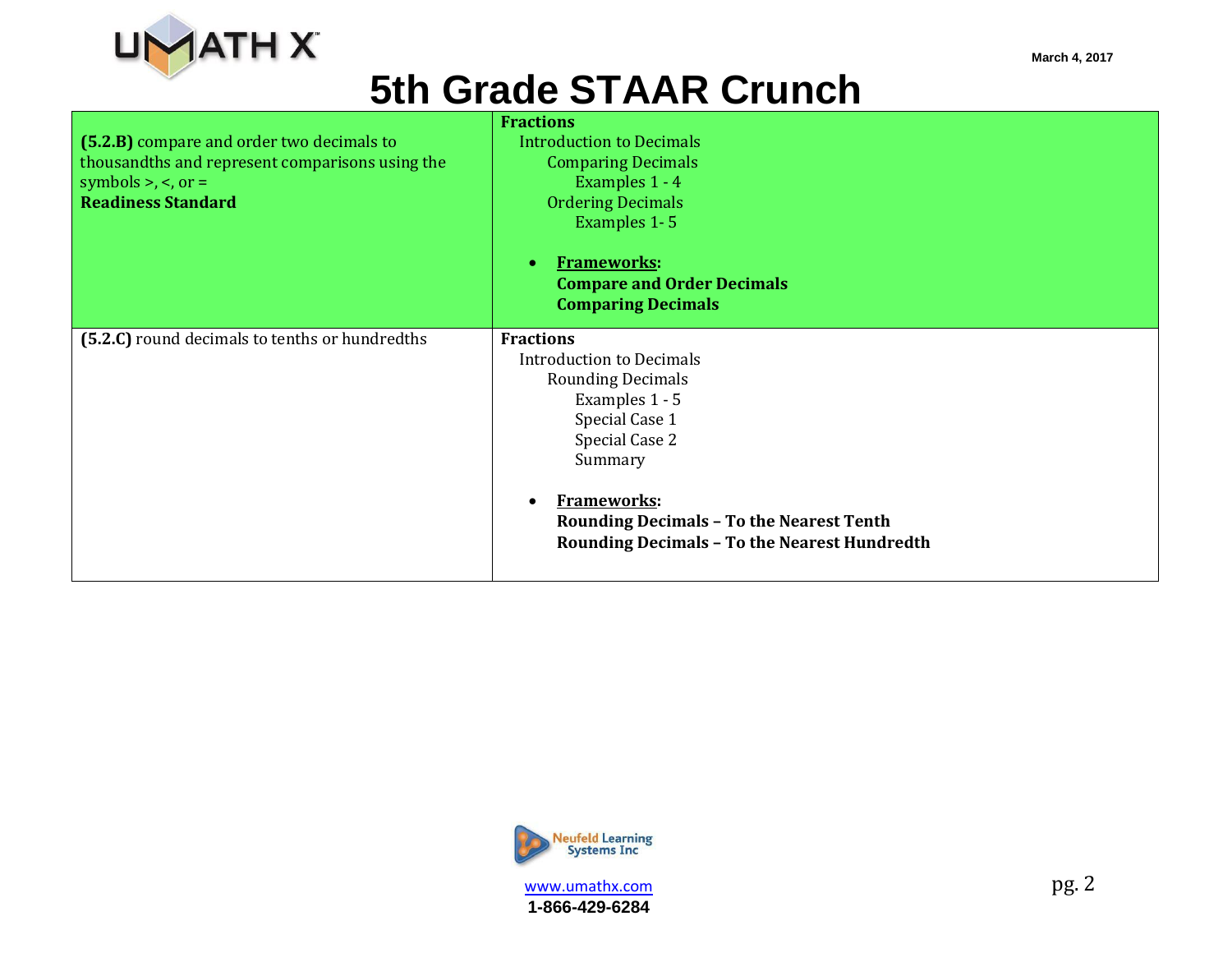# 5th Grade STAAR Crunch

| | |
|---|---|
| **(5.2.B)** compare and order two decimals to thousandths and represent comparisons using the symbols >, <, or =<br>**Readiness Standard** | **Fractions**<br>Introduction to Decimals<br>Comparing Decimals<br>Examples 1 - 4<br>Ordering Decimals<br>Examples 1- 5<br><br>• **Frameworks:**<br>**Compare and Order Decimals**<br>**Comparing Decimals** |
| **(5.2.C)** round decimals to tenths or hundredths | **Fractions**<br>Introduction to Decimals<br>Rounding Decimals<br>Examples 1 - 5<br>Special Case 1<br>Special Case 2<br>Summary<br><br>• **Frameworks:**<br>**Rounding Decimals – To the Nearest Tenth**<br>**Rounding Decimals – To the Nearest Hundredth** |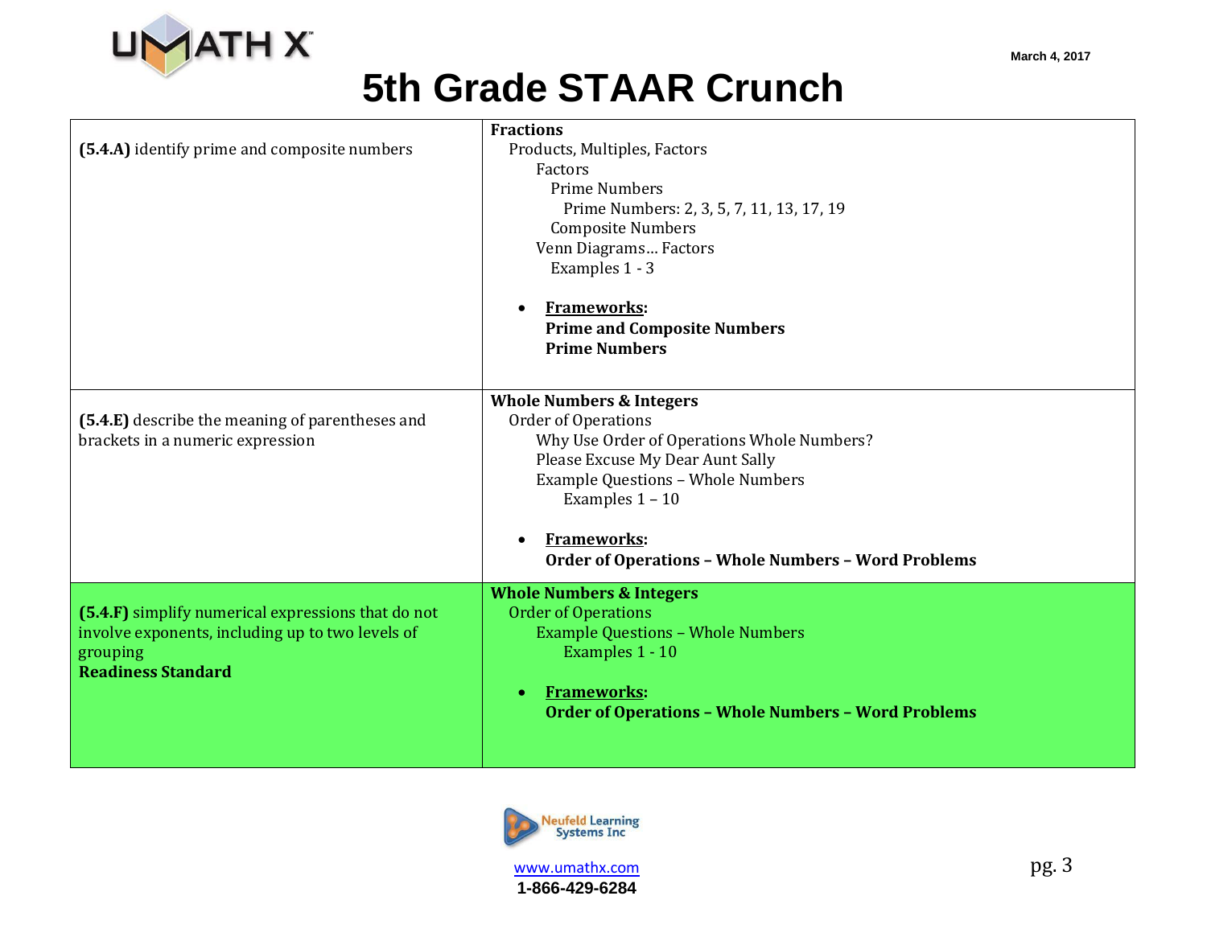# 5th Grade STAAR Crunch

| | |
|---|---|
| **(5.4.A)** identify prime and composite numbers | **Fractions**<br>Products, Multiples, Factors<br>Factors<br>Prime Numbers<br>Prime Numbers: 2, 3, 5, 7, 11, 13, 17, 19<br>Composite Numbers<br>Venn Diagrams… Factors<br>Examples 1 - 3<br><br>• **Frameworks:**<br>**Prime and Composite Numbers**<br>**Prime Numbers** |
| **(5.4.E)** describe the meaning of parentheses and brackets in a numeric expression | **Whole Numbers & Integers**<br>Order of Operations<br>Why Use Order of Operations Whole Numbers?<br>Please Excuse My Dear Aunt Sally<br>Example Questions – Whole Numbers<br>Examples 1 – 10<br><br>• **Frameworks:**<br>**Order of Operations – Whole Numbers – Word Problems** |
| **(5.4.F)** simplify numerical expressions that do not involve exponents, including up to two levels of grouping<br>**Readiness Standard** | **Whole Numbers & Integers**<br>Order of Operations<br>Example Questions – Whole Numbers<br>Examples 1 - 10<br><br>• **Frameworks:**<br>**Order of Operations – Whole Numbers – Word Problems** |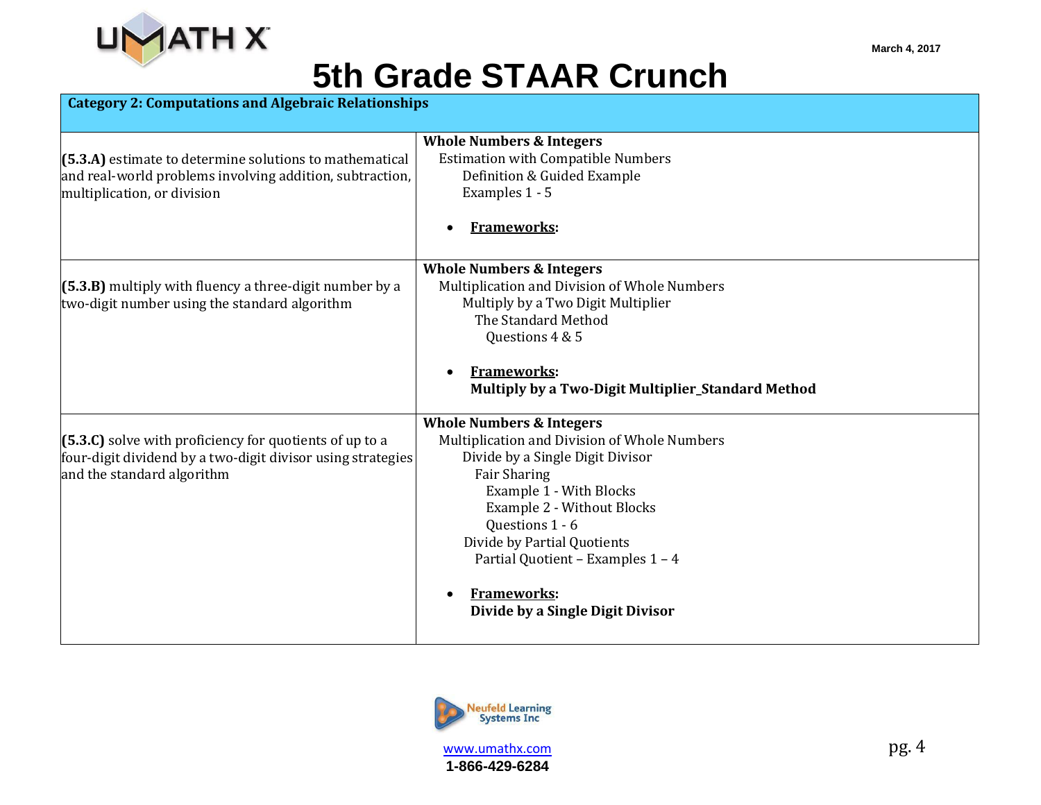# 5th Grade STAAR Crunch

| Category 2: Computations and Algebraic Relationships | |
|---|---|
| **(5.3.A)** estimate to determine solutions to mathematical and real-world problems involving addition, subtraction, multiplication, or division | **Whole Numbers & Integers**<br>Estimation with Compatible Numbers<br>Definition & Guided Example<br>Examples 1 - 5<br>• **Frameworks**: |
| **(5.3.B)** multiply with fluency a three-digit number by a two-digit number using the standard algorithm | **Whole Numbers & Integers**<br>Multiplication and Division of Whole Numbers<br>Multiply by a Two Digit Multiplier<br>The Standard Method<br>Questions 4 & 5<br>• **Frameworks**:<br>**Multiply by a Two-Digit Multiplier_Standard Method** |
| **(5.3.C)** solve with proficiency for quotients of up to a four-digit dividend by a two-digit divisor using strategies and the standard algorithm | **Whole Numbers & Integers**<br>Multiplication and Division of Whole Numbers<br>Divide by a Single Digit Divisor<br>Fair Sharing<br>Example 1 - With Blocks<br>Example 2 - Without Blocks<br>Questions 1 - 6<br>Divide by Partial Quotients<br>Partial Quotient – Examples 1 – 4<br>• **Frameworks**:<br>**Divide by a Single Digit Divisor** |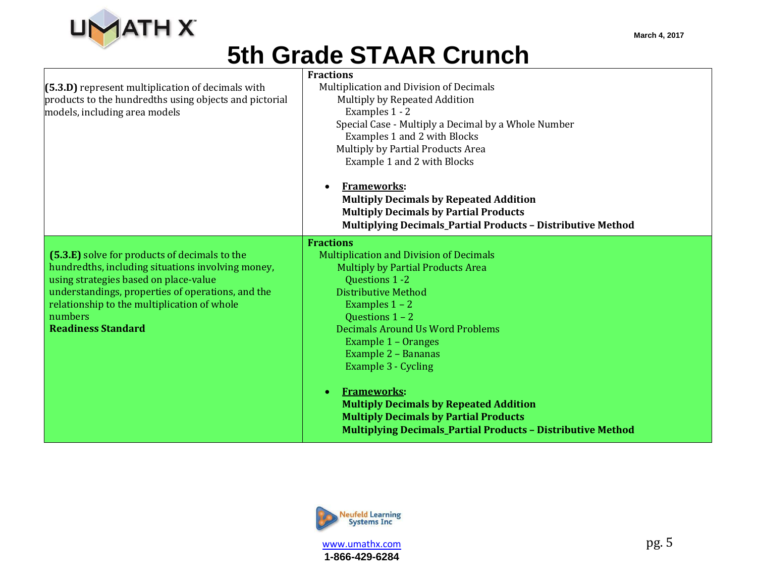| | |
|---|---|
| **(5.3.D)** represent multiplication of decimals with products to the hundredths using objects and pictorial models, including area models | **Fractions**<br>Multiplication and Division of Decimals<br>Multiply by Repeated Addition<br>Examples 1 - 2<br>Special Case - Multiply a Decimal by a Whole Number<br>Examples 1 and 2 with Blocks<br>Multiply by Partial Products Area<br>Example 1 and 2 with Blocks<br><br>• **Frameworks:**<br>**Multiply Decimals by Repeated Addition**<br>**Multiply Decimals by Partial Products**<br>**Multiplying Decimals_Partial Products – Distributive Method** |
| **(5.3.E)** solve for products of decimals to the hundredths, including situations involving money, using strategies based on place-value understandings, properties of operations, and the relationship to the multiplication of whole numbers<br>**Readiness Standard** | **Fractions**<br>Multiplication and Division of Decimals<br>Multiply by Partial Products Area<br>Questions 1 -2<br>Distributive Method<br>Examples 1 – 2<br>Questions 1 – 2<br>Decimals Around Us Word Problems<br>Example 1 – Oranges<br>Example 2 – Bananas<br>Example 3 - Cycling<br><br>• **Frameworks:**<br>**Multiply Decimals by Repeated Addition**<br>**Multiply Decimals by Partial Products**<br>**Multiplying Decimals_Partial Products – Distributive Method** |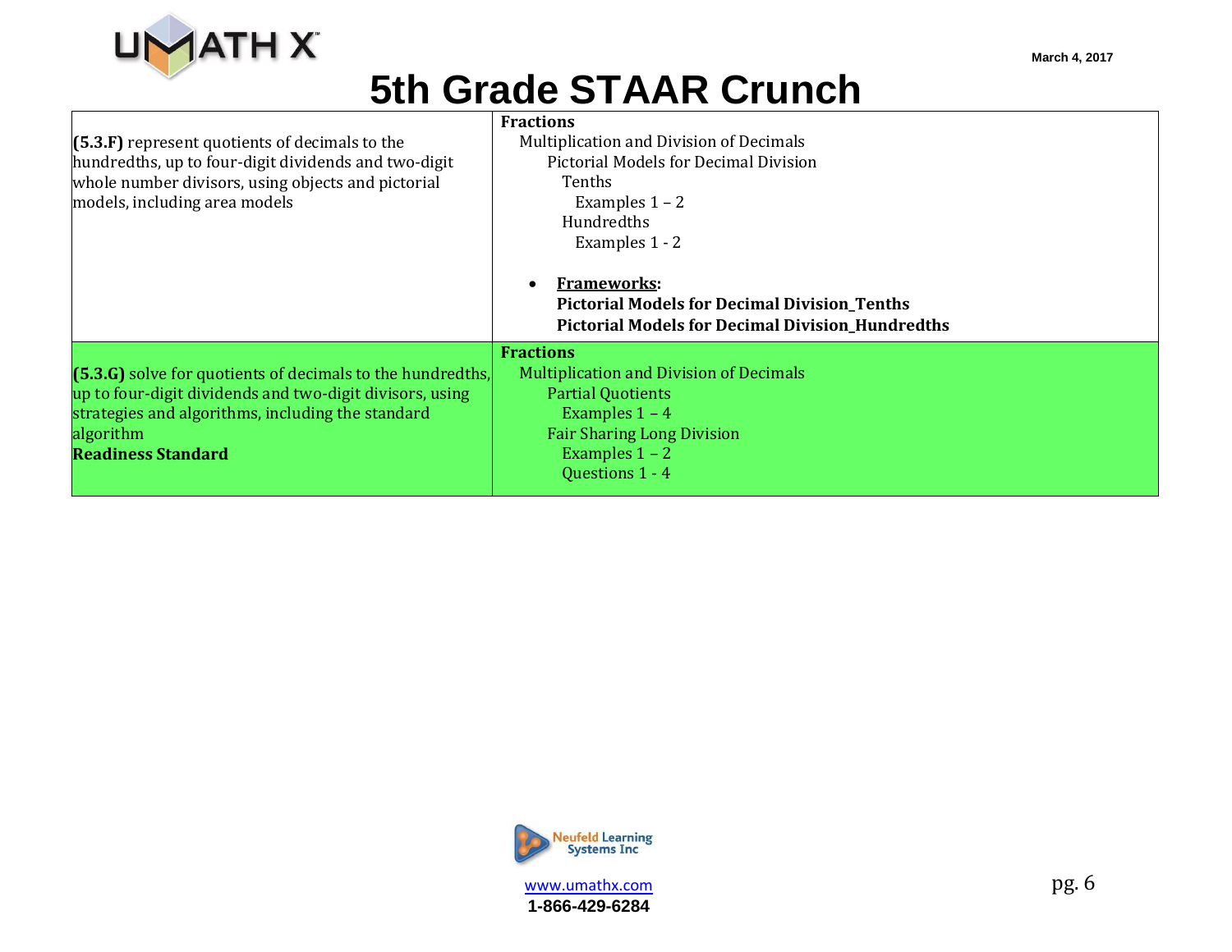# 5th Grade STAAR Crunch

| | |
|---|---|
| **(5.3.F)** represent quotients of decimals to the hundredths, up to four-digit dividends and two-digit whole number divisors, using objects and pictorial models, including area models | **Fractions**<br>Multiplication and Division of Decimals<br>Pictorial Models for Decimal Division<br>Tenths<br>Examples 1 – 2<br>Hundredths<br>Examples 1 - 2<br><br>• **<u>Frameworks</u>:**<br>**Pictorial Models for Decimal Division_Tenths**<br>**Pictorial Models for Decimal Division_Hundredths** |
| **(5.3.G)** solve for quotients of decimals to the hundredths, up to four-digit dividends and two-digit divisors, using strategies and algorithms, including the standard algorithm<br>**Readiness Standard** | **Fractions**<br>Multiplication and Division of Decimals<br>Partial Quotients<br>Examples 1 – 4<br>Fair Sharing Long Division<br>Examples 1 – 2<br>Questions 1 - 4 |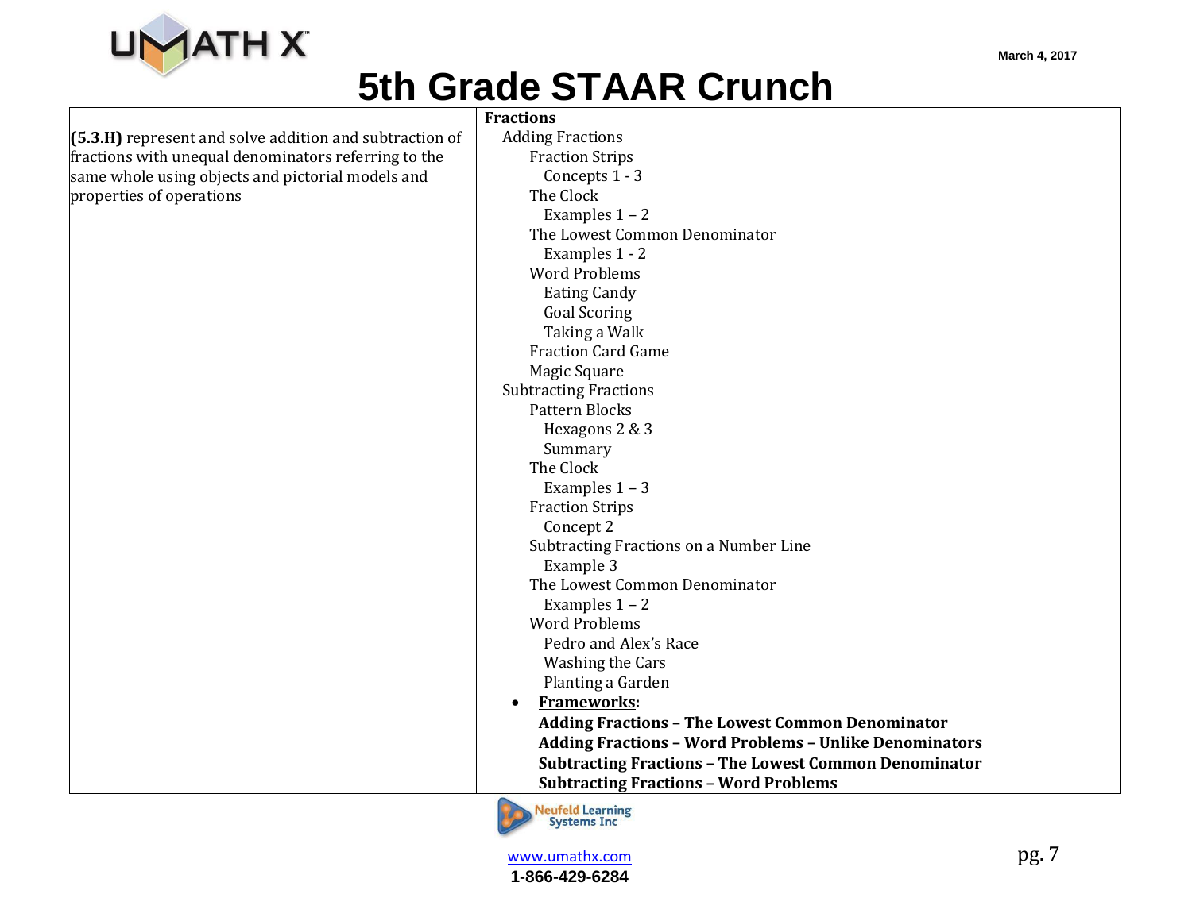# 5th Grade STAAR Crunch

| | |
|---|---|
| **(5.3.H)** represent and solve addition and subtraction of fractions with unequal denominators referring to the same whole using objects and pictorial models and properties of operations | **Fractions**<br>Adding Fractions<br>Fraction Strips<br>Concepts 1 - 3<br>The Clock<br>Examples 1 – 2<br>The Lowest Common Denominator<br>Examples 1 - 2<br>Word Problems<br>Eating Candy<br>Goal Scoring<br>Taking a Walk<br>Fraction Card Game<br>Magic Square<br>Subtracting Fractions<br>Pattern Blocks<br>Hexagons 2 & 3<br>Summary<br>The Clock<br>Examples 1 – 3<br>Fraction Strips<br>Concept 2<br>Subtracting Fractions on a Number Line<br>Example 3<br>The Lowest Common Denominator<br>Examples 1 – 2<br>Word Problems<br>Pedro and Alex's Race<br>Washing the Cars<br>Planting a Garden<br>• **Frameworks:**<br>**Adding Fractions – The Lowest Common Denominator**<br>**Adding Fractions – Word Problems – Unlike Denominators**<br>**Subtracting Fractions – The Lowest Common Denominator**<br>**Subtracting Fractions – Word Problems** |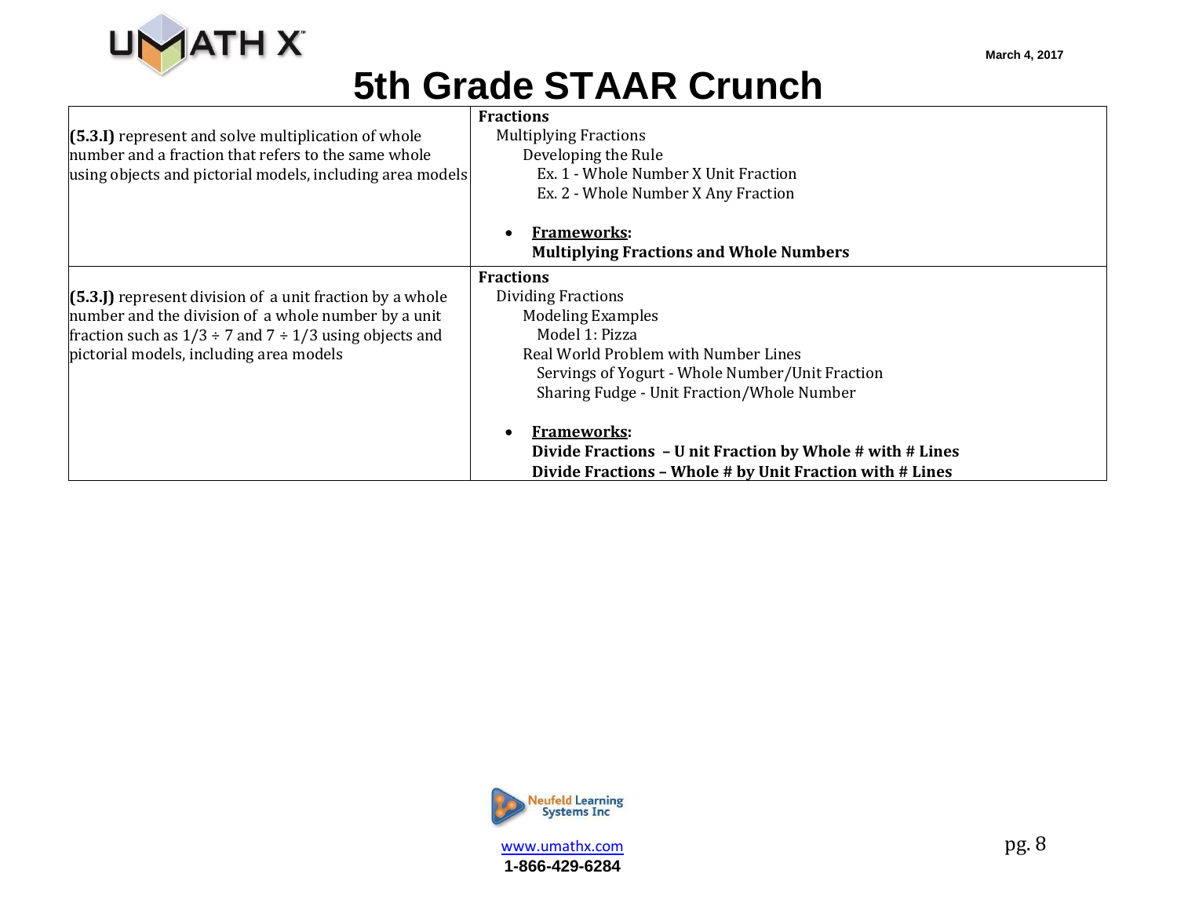# 5th Grade STAAR Crunch

| | |
|---|---|
| **(5.3.I)** represent and solve multiplication of whole number and a fraction that refers to the same whole using objects and pictorial models, including area models | **Fractions**<br>Multiplying Fractions<br>Developing the Rule<br>Ex. 1 - Whole Number X Unit Fraction<br>Ex. 2 - Whole Number X Any Fraction<br><br>• **Frameworks:**<br>**Multiplying Fractions and Whole Numbers** |
| **(5.3.J)** represent division of a unit fraction by a whole number and the division of a whole number by a unit fraction such as $1/3 \div 7$ and $7 \div 1/3$ using objects and pictorial models, including area models | **Fractions**<br>Dividing Fractions<br>Modeling Examples<br>Model 1: Pizza<br>Real World Problem with Number Lines<br>Servings of Yogurt - Whole Number/Unit Fraction<br>Sharing Fudge - Unit Fraction/Whole Number<br><br>• **Frameworks:**<br>**Divide Fractions – U nit Fraction by Whole # with # Lines**<br>**Divide Fractions – Whole # by Unit Fraction with # Lines** |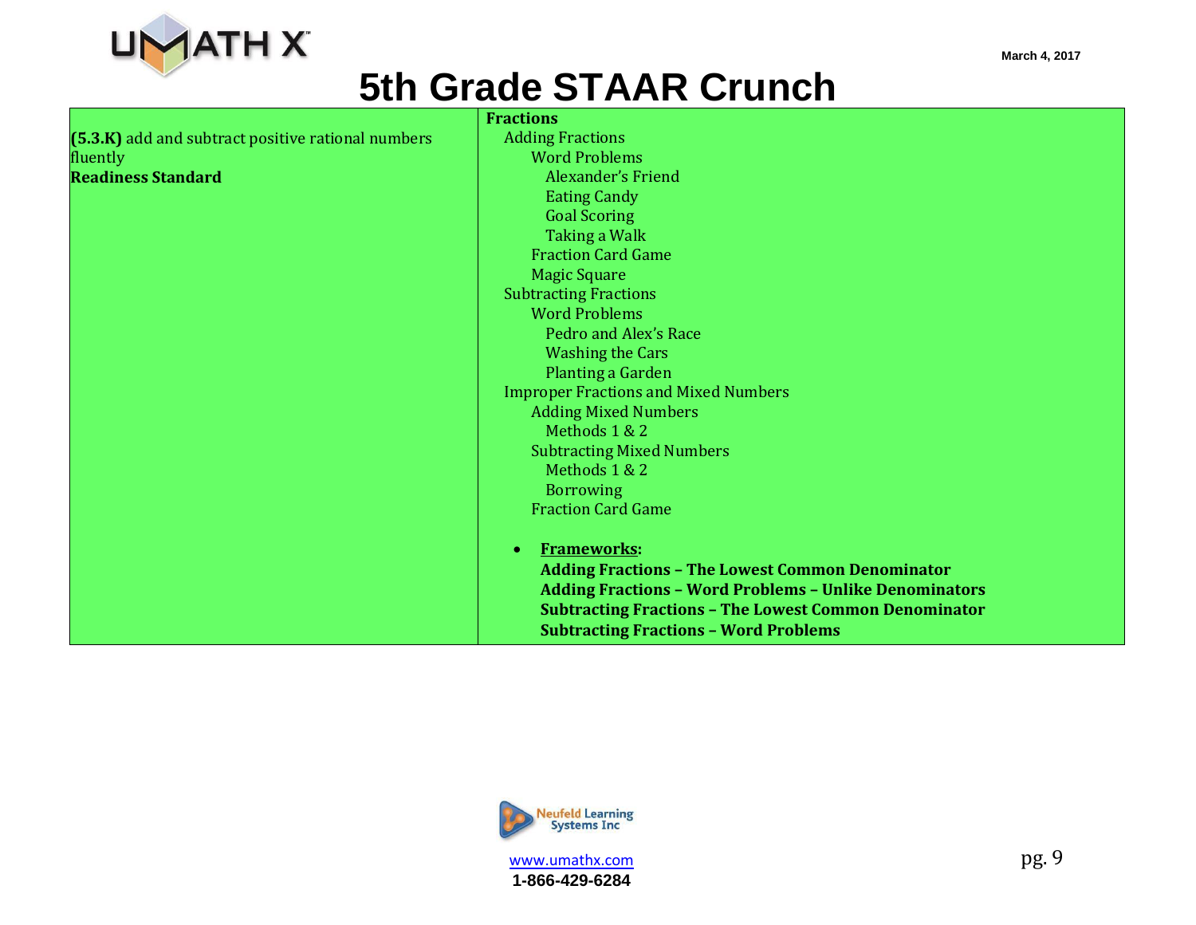# 5th Grade STAAR Crunch

| | |
|---|---|
| **(5.3.K)** add and subtract positive rational numbers fluently<br>**Readiness Standard** | **Fractions**<br>Adding Fractions<br>&nbsp;&nbsp;&nbsp;&nbsp;Word Problems<br>&nbsp;&nbsp;&nbsp;&nbsp;&nbsp;&nbsp;&nbsp;&nbsp;Alexander's Friend<br>&nbsp;&nbsp;&nbsp;&nbsp;&nbsp;&nbsp;&nbsp;&nbsp;Eating Candy<br>&nbsp;&nbsp;&nbsp;&nbsp;&nbsp;&nbsp;&nbsp;&nbsp;Goal Scoring<br>&nbsp;&nbsp;&nbsp;&nbsp;&nbsp;&nbsp;&nbsp;&nbsp;Taking a Walk<br>&nbsp;&nbsp;&nbsp;&nbsp;Fraction Card Game<br>&nbsp;&nbsp;&nbsp;&nbsp;Magic Square<br>Subtracting Fractions<br>&nbsp;&nbsp;&nbsp;&nbsp;Word Problems<br>&nbsp;&nbsp;&nbsp;&nbsp;&nbsp;&nbsp;&nbsp;&nbsp;Pedro and Alex's Race<br>&nbsp;&nbsp;&nbsp;&nbsp;&nbsp;&nbsp;&nbsp;&nbsp;Washing the Cars<br>&nbsp;&nbsp;&nbsp;&nbsp;&nbsp;&nbsp;&nbsp;&nbsp;Planting a Garden<br>Improper Fractions and Mixed Numbers<br>&nbsp;&nbsp;&nbsp;&nbsp;Adding Mixed Numbers<br>&nbsp;&nbsp;&nbsp;&nbsp;&nbsp;&nbsp;&nbsp;&nbsp;Methods 1 & 2<br>&nbsp;&nbsp;&nbsp;&nbsp;Subtracting Mixed Numbers<br>&nbsp;&nbsp;&nbsp;&nbsp;&nbsp;&nbsp;&nbsp;&nbsp;Methods 1 & 2<br>&nbsp;&nbsp;&nbsp;&nbsp;&nbsp;&nbsp;&nbsp;&nbsp;Borrowing<br>&nbsp;&nbsp;&nbsp;&nbsp;Fraction Card Game<br><br>• **Frameworks:**<br>**Adding Fractions – The Lowest Common Denominator**<br>**Adding Fractions – Word Problems – Unlike Denominators**<br>**Subtracting Fractions – The Lowest Common Denominator**<br>**Subtracting Fractions – Word Problems** |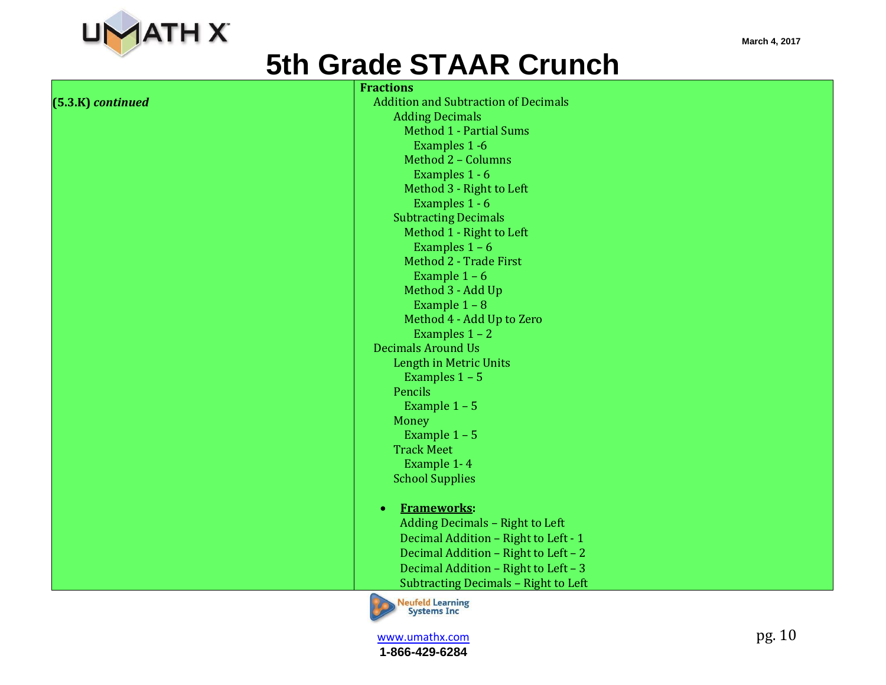# 5th Grade STAAR Crunch

| | |
|---|---|
| **(5.3.K)** ***continued*** | **Fractions**<br>Addition and Subtraction of Decimals<br>Adding Decimals<br>Method 1 - Partial Sums<br>Examples 1 -6<br>Method 2 – Columns<br>Examples 1 - 6<br>Method 3 - Right to Left<br>Examples 1 - 6<br>Subtracting Decimals<br>Method 1 - Right to Left<br>Examples 1 – 6<br>Method 2 - Trade First<br>Example 1 – 6<br>Method 3 - Add Up<br>Example 1 – 8<br>Method 4 - Add Up to Zero<br>Examples 1 – 2<br>Decimals Around Us<br>Length in Metric Units<br>Examples 1 – 5<br>Pencils<br>Example 1 – 5<br>Money<br>Example 1 – 5<br>Track Meet<br>Example 1- 4<br>School Supplies<br><br>• **Frameworks:**<br>Adding Decimals – Right to Left<br>Decimal Addition – Right to Left - 1<br>Decimal Addition – Right to Left – 2<br>Decimal Addition – Right to Left – 3<br>Subtracting Decimals – Right to Left |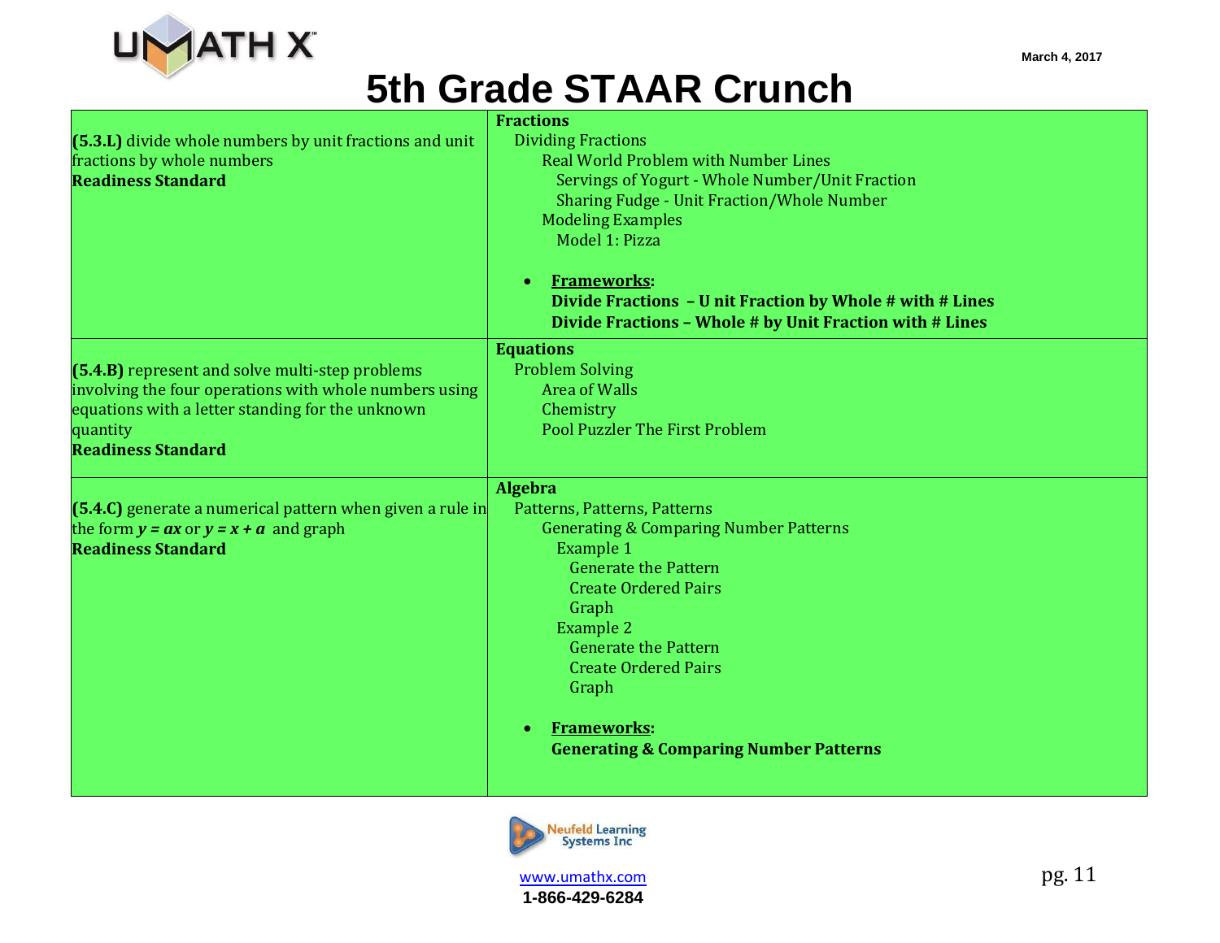# 5th Grade STAAR Crunch

| Standard | Topics |
|---|---|
| **(5.3.L)** divide whole numbers by unit fractions and unit fractions by whole numbers<br>**Readiness Standard** | **Fractions**<br>Dividing Fractions<br>Real World Problem with Number Lines<br>Servings of Yogurt - Whole Number/Unit Fraction<br>Sharing Fudge - Unit Fraction/Whole Number<br>Modeling Examples<br>Model 1: Pizza<br><br>• **Frameworks:**<br>**Divide Fractions – U nit Fraction by Whole # with # Lines**<br>**Divide Fractions – Whole # by Unit Fraction with # Lines** |
| **(5.4.B)** represent and solve multi-step problems involving the four operations with whole numbers using equations with a letter standing for the unknown quantity<br>**Readiness Standard** | **Equations**<br>Problem Solving<br>Area of Walls<br>Chemistry<br>Pool Puzzler The First Problem |
| **(5.4.C)** generate a numerical pattern when given a rule in the form $y = ax$ or $y = x + a$ and graph<br>**Readiness Standard** | **Algebra**<br>Patterns, Patterns, Patterns<br>Generating & Comparing Number Patterns<br>Example 1<br>Generate the Pattern<br>Create Ordered Pairs<br>Graph<br>Example 2<br>Generate the Pattern<br>Create Ordered Pairs<br>Graph<br><br>• **Frameworks:**<br>**Generating & Comparing Number Patterns** |

Neufeld Learning Systems Inc

www.umathx.com

1-866-429-6284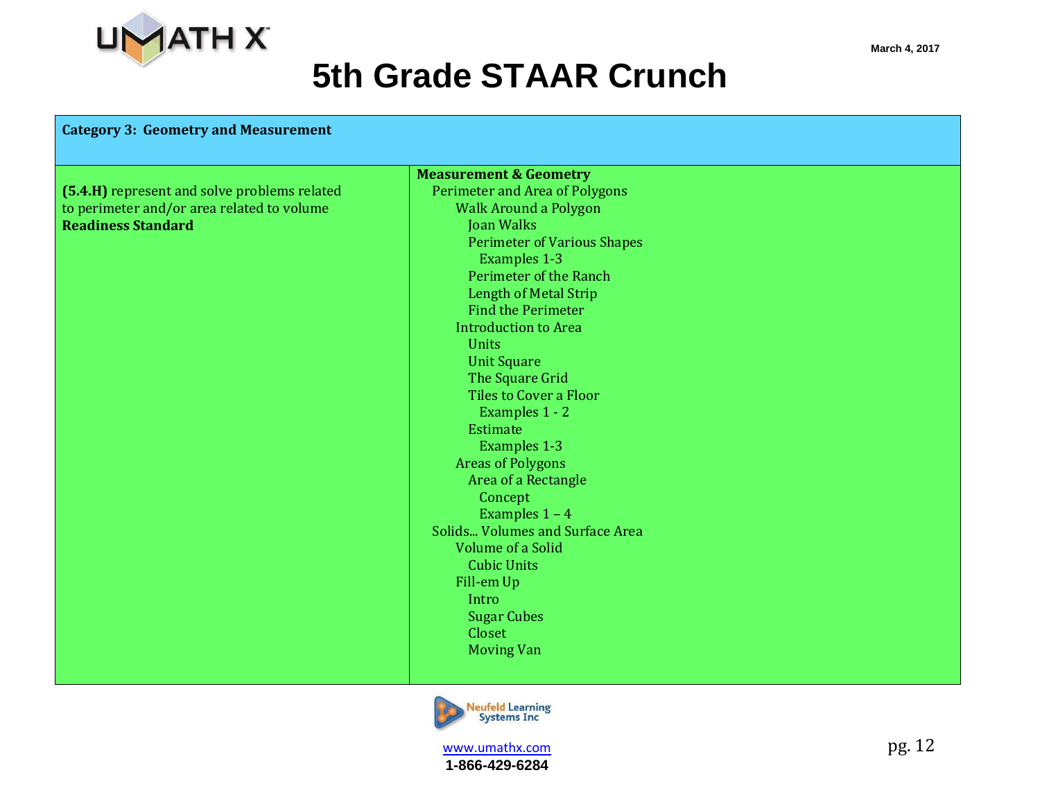# 5th Grade STAAR Crunch

| Category 3: Geometry and Measurement | |
|---|---|
| **(5.4.H)** represent and solve problems related to perimeter and/or area related to volume<br>**Readiness Standard** | **Measurement & Geometry**<br>Perimeter and Area of Polygons<br>Walk Around a Polygon<br>Joan Walks<br>Perimeter of Various Shapes<br>Examples 1-3<br>Perimeter of the Ranch<br>Length of Metal Strip<br>Find the Perimeter<br>Introduction to Area<br>Units<br>Unit Square<br>The Square Grid<br>Tiles to Cover a Floor<br>Examples 1 - 2<br>Estimate<br>Examples 1-3<br>Areas of Polygons<br>Area of a Rectangle<br>Concept<br>Examples 1 – 4<br>Solids... Volumes and Surface Area<br>Volume of a Solid<br>Cubic Units<br>Fill-em Up<br>Intro<br>Sugar Cubes<br>Closet<br>Moving Van |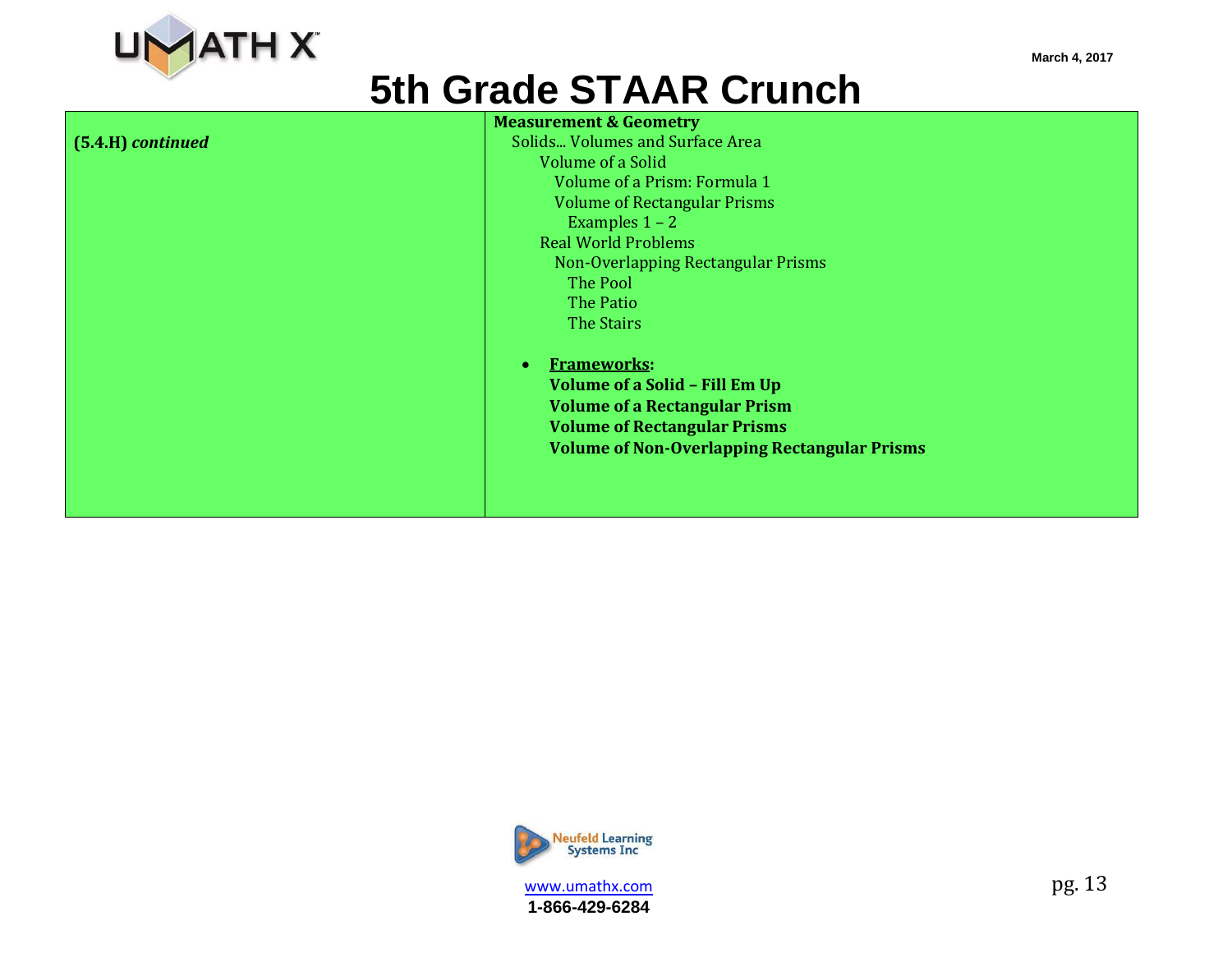# 5th Grade STAAR Crunch

| **(5.4.H)** ***continued*** | **Measurement & Geometry**<br>Solids... Volumes and Surface Area<br>Volume of a Solid<br>Volume of a Prism: Formula 1<br>Volume of Rectangular Prisms<br>Examples 1 – 2<br>Real World Problems<br>Non-Overlapping Rectangular Prisms<br>The Pool<br>The Patio<br>The Stairs<br><br>• **Frameworks:**<br>**Volume of a Solid – Fill Em Up**<br>**Volume of a Rectangular Prism**<br>**Volume of Rectangular Prisms**<br>**Volume of Non-Overlapping Rectangular Prisms** |
|---|---|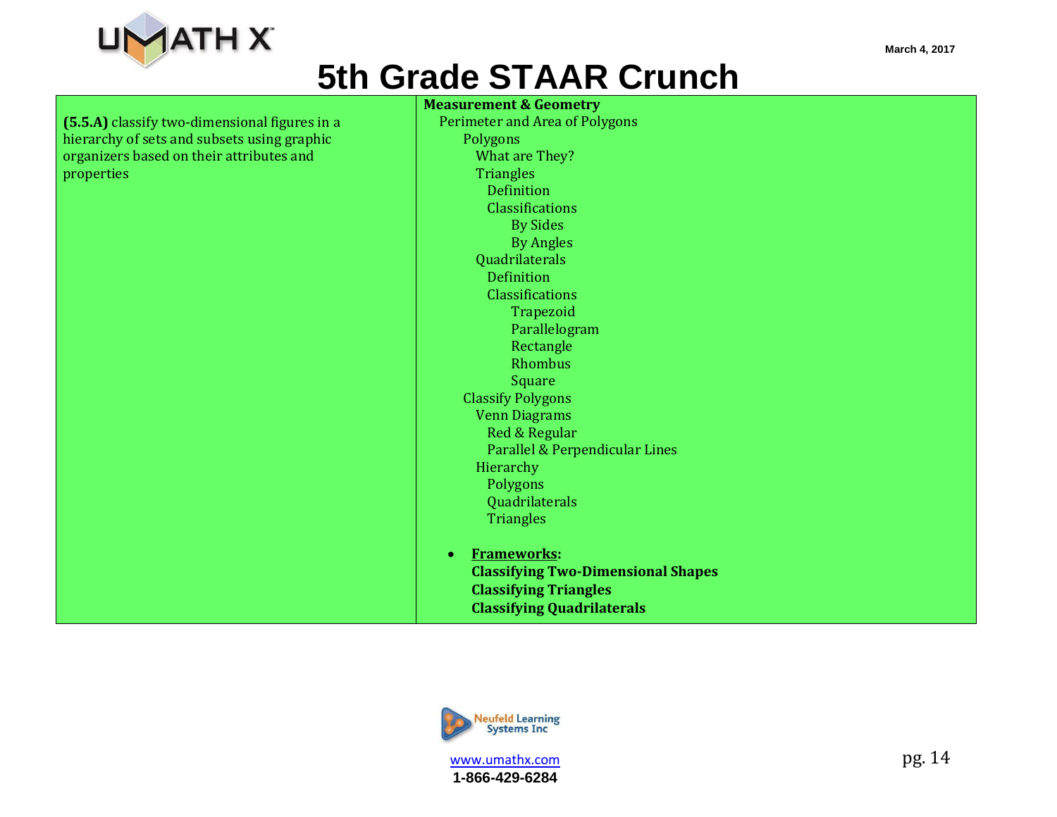# 5th Grade STAAR Crunch

| | |
|---|---|
| **(5.5.A)** classify two-dimensional figures in a hierarchy of sets and subsets using graphic organizers based on their attributes and properties | **Measurement & Geometry**<br>Perimeter and Area of Polygons<br>Polygons<br>What are They?<br>Triangles<br>Definition<br>Classifications<br>By Sides<br>By Angles<br>Quadrilaterals<br>Definition<br>Classifications<br>Trapezoid<br>Parallelogram<br>Rectangle<br>Rhombus<br>Square<br>Classify Polygons<br>Venn Diagrams<br>Red & Regular<br>Parallel & Perpendicular Lines<br>Hierarchy<br>Polygons<br>Quadrilaterals<br>Triangles<br><br>• **Frameworks:**<br>**Classifying Two-Dimensional Shapes**<br>**Classifying Triangles**<br>**Classifying Quadrilaterals** |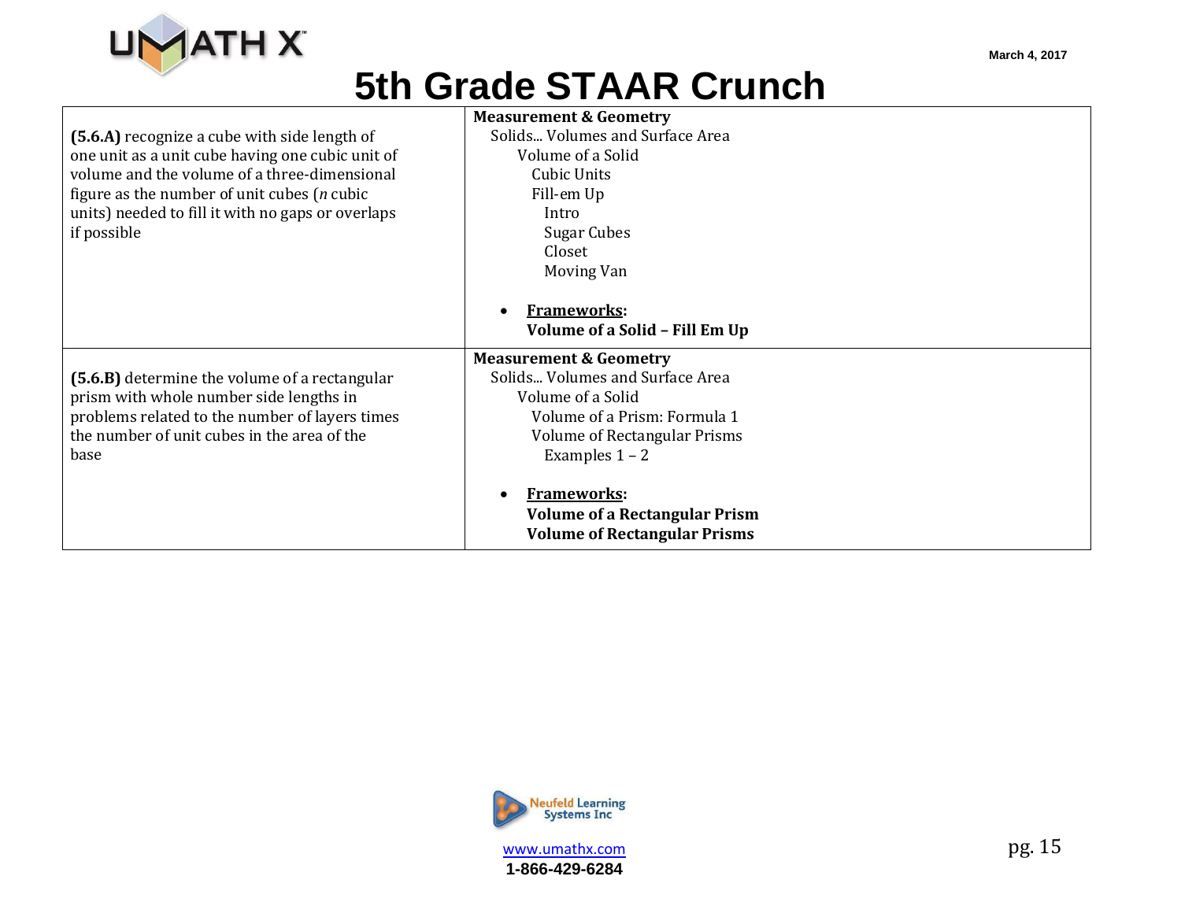# 5th Grade STAAR Crunch

| | |
|---|---|
| **(5.6.A)** recognize a cube with side length of one unit as a unit cube having one cubic unit of volume and the volume of a three-dimensional figure as the number of unit cubes (*n* cubic units) needed to fill it with no gaps or overlaps if possible | **Measurement & Geometry**<br>Solids... Volumes and Surface Area<br>Volume of a Solid<br>Cubic Units<br>Fill-em Up<br>Intro<br>Sugar Cubes<br>Closet<br>Moving Van<br><br>• **Frameworks:**<br>**Volume of a Solid – Fill Em Up** |
| **(5.6.B)** determine the volume of a rectangular prism with whole number side lengths in problems related to the number of layers times the number of unit cubes in the area of the base | **Measurement & Geometry**<br>Solids... Volumes and Surface Area<br>Volume of a Solid<br>Volume of a Prism: Formula 1<br>Volume of Rectangular Prisms<br>Examples 1 – 2<br><br>• **Frameworks:**<br>**Volume of a Rectangular Prism**<br>**Volume of Rectangular Prisms** |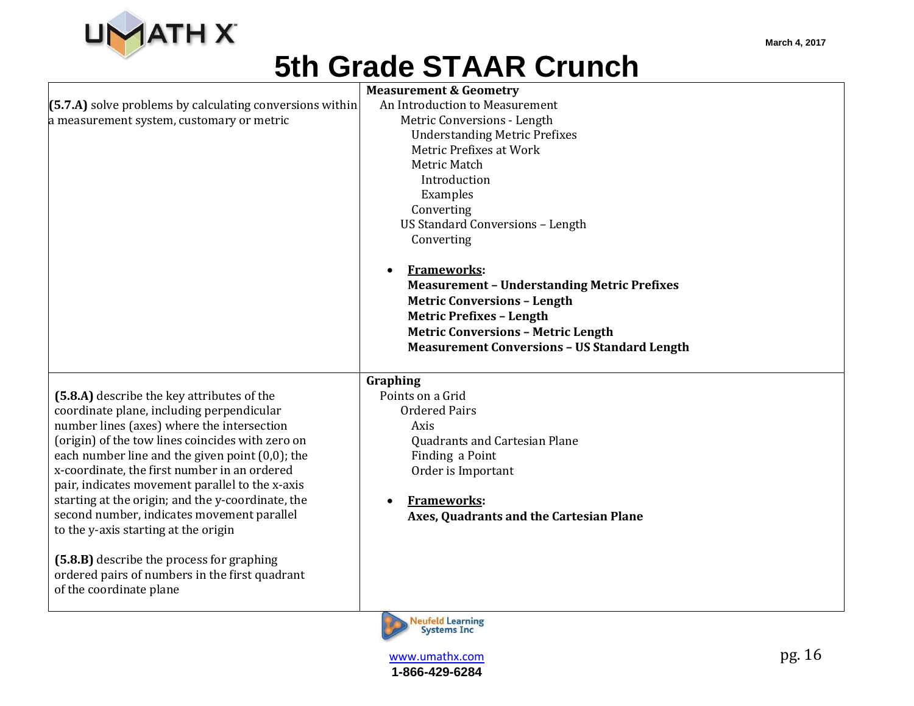# 5th Grade STAAR Crunch

| | |
|---|---|
| **(5.7.A)** solve problems by calculating conversions within a measurement system, customary or metric | **Measurement & Geometry**<br>An Introduction to Measurement<br>Metric Conversions - Length<br>Understanding Metric Prefixes<br>Metric Prefixes at Work<br>Metric Match<br>Introduction<br>Examples<br>Converting<br>US Standard Conversions – Length<br>Converting<br><br>• **Frameworks:**<br>**Measurement – Understanding Metric Prefixes**<br>**Metric Conversions – Length**<br>**Metric Prefixes – Length**<br>**Metric Conversions – Metric Length**<br>**Measurement Conversions – US Standard Length** |
| **(5.8.A)** describe the key attributes of the coordinate plane, including perpendicular number lines (axes) where the intersection (origin) of the tow lines coincides with zero on each number line and the given point (0,0); the x-coordinate, the first number in an ordered pair, indicates movement parallel to the x-axis starting at the origin; and the y-coordinate, the second number, indicates movement parallel to the y-axis starting at the origin<br><br>**(5.8.B)** describe the process for graphing ordered pairs of numbers in the first quadrant of the coordinate plane | **Graphing**<br>Points on a Grid<br>Ordered Pairs<br>Axis<br>Quadrants and Cartesian Plane<br>Finding a Point<br>Order is Important<br><br>• **Frameworks:**<br>**Axes, Quadrants and the Cartesian Plane** |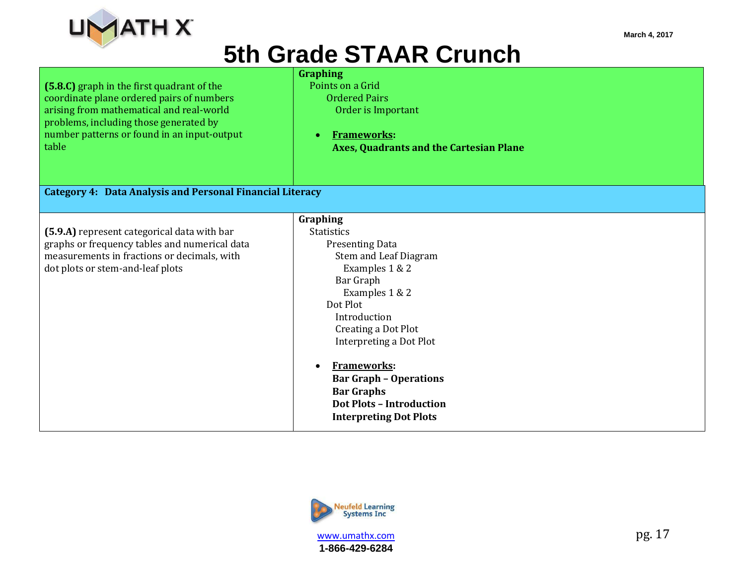# 5th Grade STAAR Crunch

| | |
|---|---|
| **(5.8.C)** graph in the first quadrant of the coordinate plane ordered pairs of numbers arising from mathematical and real-world problems, including those generated by number patterns or found in an input-output table | **Graphing**<br>Points on a Grid<br>Ordered Pairs<br>Order is Important<br><br>• **Frameworks:**<br>**Axes, Quadrants and the Cartesian Plane** |
| **Category 4: Data Analysis and Personal Financial Literacy** | |
| **(5.9.A)** represent categorical data with bar graphs or frequency tables and numerical data measurements in fractions or decimals, with dot plots or stem-and-leaf plots | **Graphing**<br>Statistics<br>Presenting Data<br>Stem and Leaf Diagram<br>Examples 1 & 2<br>Bar Graph<br>Examples 1 & 2<br>Dot Plot<br>Introduction<br>Creating a Dot Plot<br>Interpreting a Dot Plot<br><br>• **Frameworks:**<br>**Bar Graph – Operations**<br>**Bar Graphs**<br>**Dot Plots – Introduction**<br>**Interpreting Dot Plots** |

Neufeld Learning Systems Inc

www.umathx.com

1-866-429-6284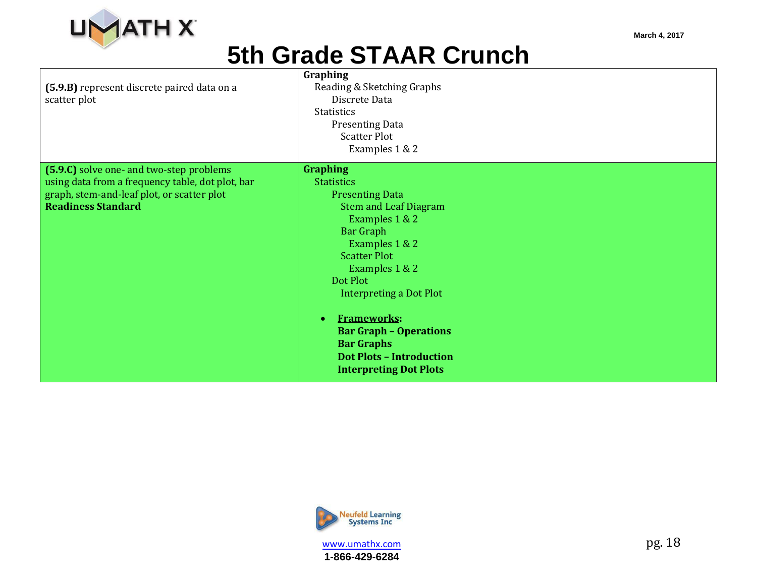# 5th Grade STAAR Crunch

| | |
|---|---|
| **(5.9.B)** represent discrete paired data on a scatter plot | **Graphing**<br>Reading & Sketching Graphs<br>Discrete Data<br>Statistics<br>Presenting Data<br>Scatter Plot<br>Examples 1 & 2 |
| **(5.9.C)** solve one- and two-step problems using data from a frequency table, dot plot, bar graph, stem-and-leaf plot, or scatter plot<br>**Readiness Standard** | **Graphing**<br>Statistics<br>Presenting Data<br>Stem and Leaf Diagram<br>Examples 1 & 2<br>Bar Graph<br>Examples 1 & 2<br>Scatter Plot<br>Examples 1 & 2<br>Dot Plot<br>Interpreting a Dot Plot<br><br>• **Frameworks:**<br>**Bar Graph – Operations**<br>**Bar Graphs**<br>**Dot Plots – Introduction**<br>**Interpreting Dot Plots** |